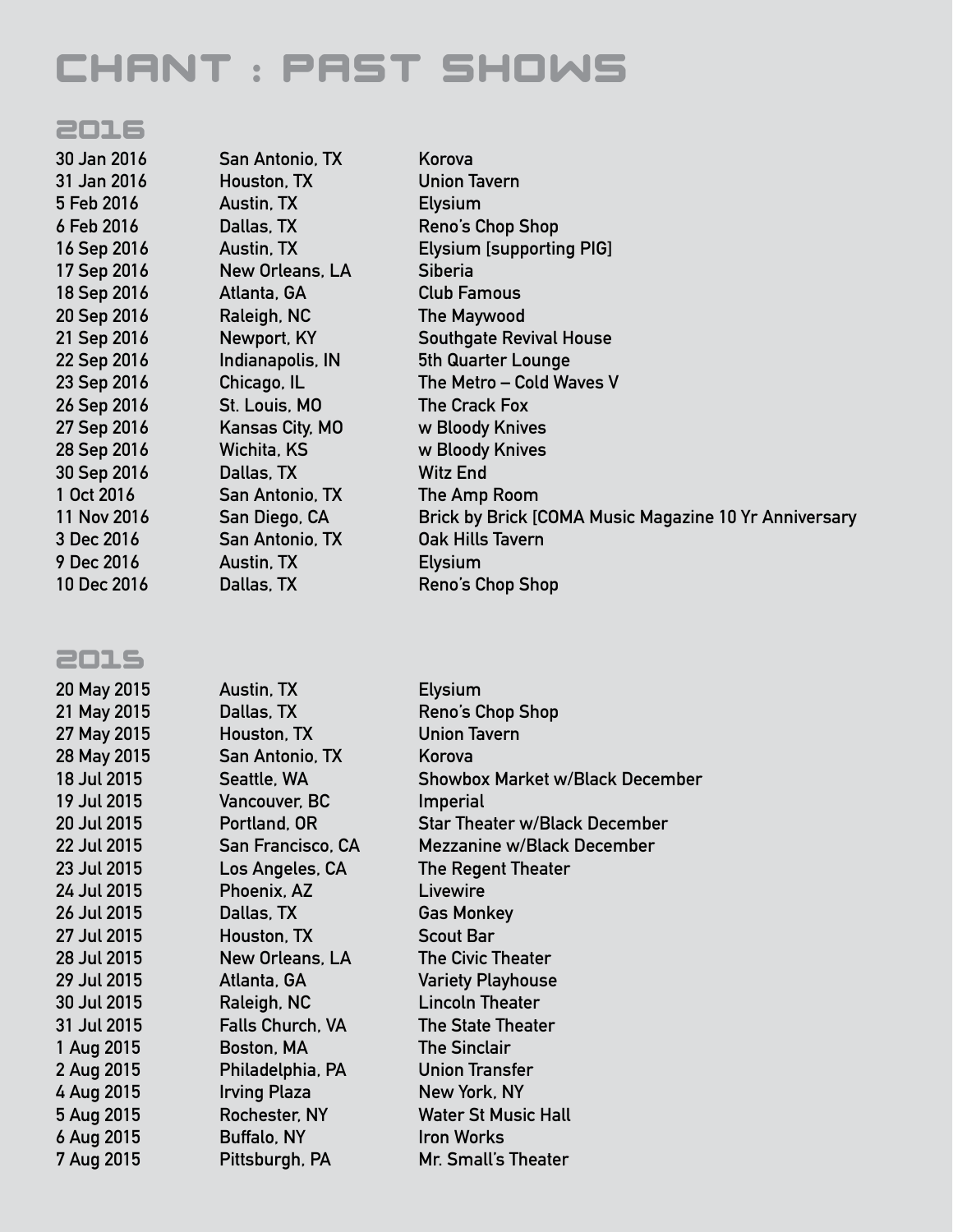# CHANT : PAST SHOWS

## 2016

| | | |
|---|---|---|
| 30 Jan 2016 | San Antonio, TX | Korova |
| 31 Jan 2016 | Houston, TX | Union Tavern |
| 5 Feb 2016 | Austin, TX | Elysium |
| 6 Feb 2016 | Dallas, TX | Reno's Chop Shop |
| 16 Sep 2016 | Austin, TX | Elysium [supporting PIG] |
| 17 Sep 2016 | New Orleans, LA | Siberia |
| 18 Sep 2016 | Atlanta, GA | Club Famous |
| 20 Sep 2016 | Raleigh, NC | The Maywood |
| 21 Sep 2016 | Newport, KY | Southgate Revival House |
| 22 Sep 2016 | Indianapolis, IN | 5th Quarter Lounge |
| 23 Sep 2016 | Chicago, IL | The Metro – Cold Waves V |
| 26 Sep 2016 | St. Louis, MO | The Crack Fox |
| 27 Sep 2016 | Kansas City, MO | w Bloody Knives |
| 28 Sep 2016 | Wichita, KS | w Bloody Knives |
| 30 Sep 2016 | Dallas, TX | Witz End |
| 1 Oct 2016 | San Antonio, TX | The Amp Room |
| 11 Nov 2016 | San Diego, CA | Brick by Brick [COMA Music Magazine 10 Yr Anniversary |
| 3 Dec 2016 | San Antonio, TX | Oak Hills Tavern |
| 9 Dec 2016 | Austin, TX | Elysium |
| 10 Dec 2016 | Dallas, TX | Reno's Chop Shop |

## 2015

| | | |
|---|---|---|
| 20 May 2015 | Austin, TX | Elysium |
| 21 May 2015 | Dallas, TX | Reno's Chop Shop |
| 27 May 2015 | Houston, TX | Union Tavern |
| 28 May 2015 | San Antonio, TX | Korova |
| 18 Jul 2015 | Seattle, WA | Showbox Market w/Black December |
| 19 Jul 2015 | Vancouver, BC | Imperial |
| 20 Jul 2015 | Portland, OR | Star Theater w/Black December |
| 22 Jul 2015 | San Francisco, CA | Mezzanine w/Black December |
| 23 Jul 2015 | Los Angeles, CA | The Regent Theater |
| 24 Jul 2015 | Phoenix, AZ | Livewire |
| 26 Jul 2015 | Dallas, TX | Gas Monkey |
| 27 Jul 2015 | Houston, TX | Scout Bar |
| 28 Jul 2015 | New Orleans, LA | The Civic Theater |
| 29 Jul 2015 | Atlanta, GA | Variety Playhouse |
| 30 Jul 2015 | Raleigh, NC | Lincoln Theater |
| 31 Jul 2015 | Falls Church, VA | The State Theater |
| 1 Aug 2015 | Boston, MA | The Sinclair |
| 2 Aug 2015 | Philadelphia, PA | Union Transfer |
| 4 Aug 2015 | Irving Plaza | New York, NY |
| 5 Aug 2015 | Rochester, NY | Water St Music Hall |
| 6 Aug 2015 | Buffalo, NY | Iron Works |
| 7 Aug 2015 | Pittsburgh, PA | Mr. Small's Theater |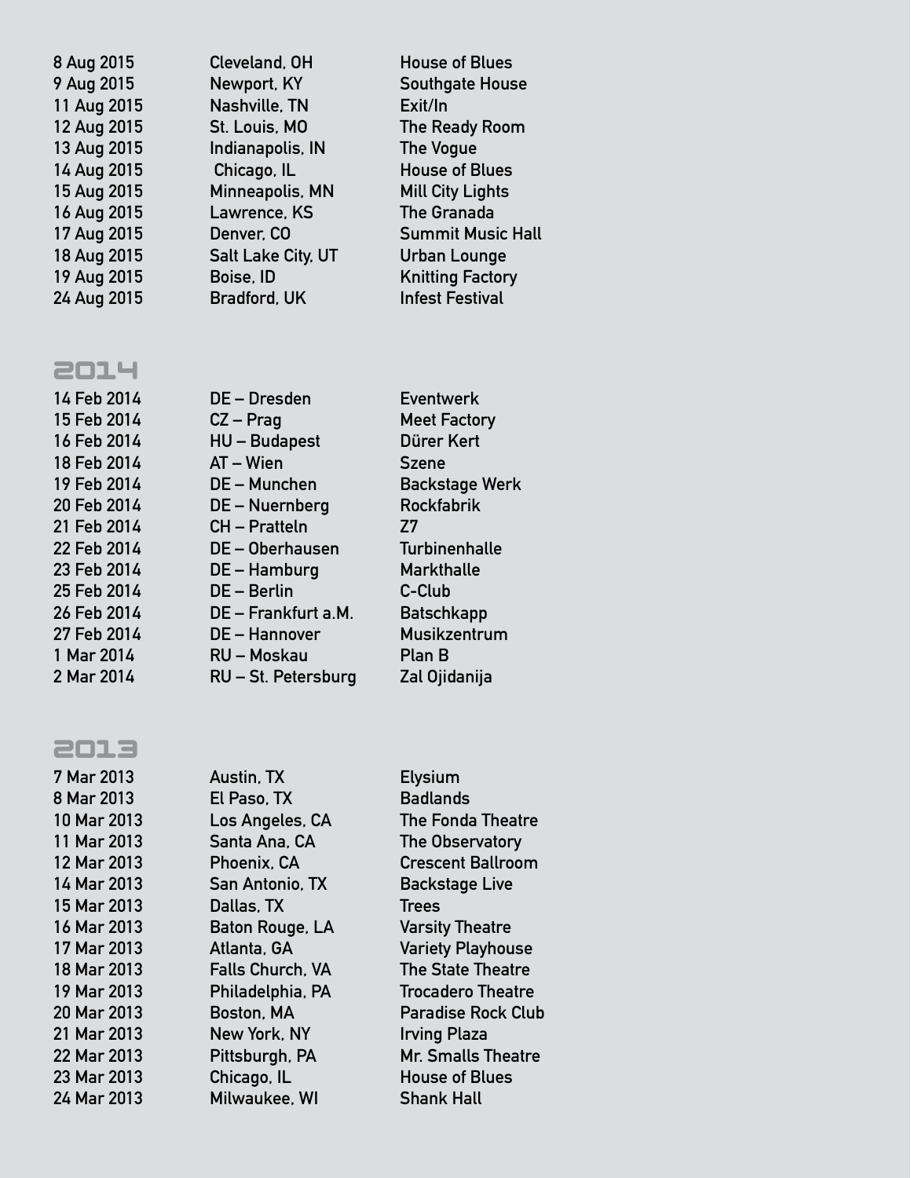| | | |
|---|---|---|
| 8 Aug 2015 | Cleveland, OH | House of Blues |
| 9 Aug 2015 | Newport, KY | Southgate House |
| 11 Aug 2015 | Nashville, TN | Exit/In |
| 12 Aug 2015 | St. Louis, MO | The Ready Room |
| 13 Aug 2015 | Indianapolis, IN | The Vogue |
| 14 Aug 2015 | Chicago, IL | House of Blues |
| 15 Aug 2015 | Minneapolis, MN | Mill City Lights |
| 16 Aug 2015 | Lawrence, KS | The Granada |
| 17 Aug 2015 | Denver, CO | Summit Music Hall |
| 18 Aug 2015 | Salt Lake City, UT | Urban Lounge |
| 19 Aug 2015 | Boise, ID | Knitting Factory |
| 24 Aug 2015 | Bradford, UK | Infest Festival |

## 2014

| | | |
|---|---|---|
| 14 Feb 2014 | DE – Dresden | Eventwerk |
| 15 Feb 2014 | CZ – Prag | Meet Factory |
| 16 Feb 2014 | HU – Budapest | Dürer Kert |
| 18 Feb 2014 | AT – Wien | Szene |
| 19 Feb 2014 | DE – Munchen | Backstage Werk |
| 20 Feb 2014 | DE – Nuernberg | Rockfabrik |
| 21 Feb 2014 | CH – Pratteln | Z7 |
| 22 Feb 2014 | DE – Oberhausen | Turbinenhalle |
| 23 Feb 2014 | DE – Hamburg | Markthalle |
| 25 Feb 2014 | DE – Berlin | C-Club |
| 26 Feb 2014 | DE – Frankfurt a.M. | Batschkapp |
| 27 Feb 2014 | DE – Hannover | Musikzentrum |
| 1 Mar 2014 | RU – Moskau | Plan B |
| 2 Mar 2014 | RU – St. Petersburg | Zal Ojidanija |

## 2013

| | | |
|---|---|---|
| 7 Mar 2013 | Austin, TX | Elysium |
| 8 Mar 2013 | El Paso, TX | Badlands |
| 10 Mar 2013 | Los Angeles, CA | The Fonda Theatre |
| 11 Mar 2013 | Santa Ana, CA | The Observatory |
| 12 Mar 2013 | Phoenix, CA | Crescent Ballroom |
| 14 Mar 2013 | San Antonio, TX | Backstage Live |
| 15 Mar 2013 | Dallas, TX | Trees |
| 16 Mar 2013 | Baton Rouge, LA | Varsity Theatre |
| 17 Mar 2013 | Atlanta, GA | Variety Playhouse |
| 18 Mar 2013 | Falls Church, VA | The State Theatre |
| 19 Mar 2013 | Philadelphia, PA | Trocadero Theatre |
| 20 Mar 2013 | Boston, MA | Paradise Rock Club |
| 21 Mar 2013 | New York, NY | Irving Plaza |
| 22 Mar 2013 | Pittsburgh, PA | Mr. Smalls Theatre |
| 23 Mar 2013 | Chicago, IL | House of Blues |
| 24 Mar 2013 | Milwaukee, WI | Shank Hall |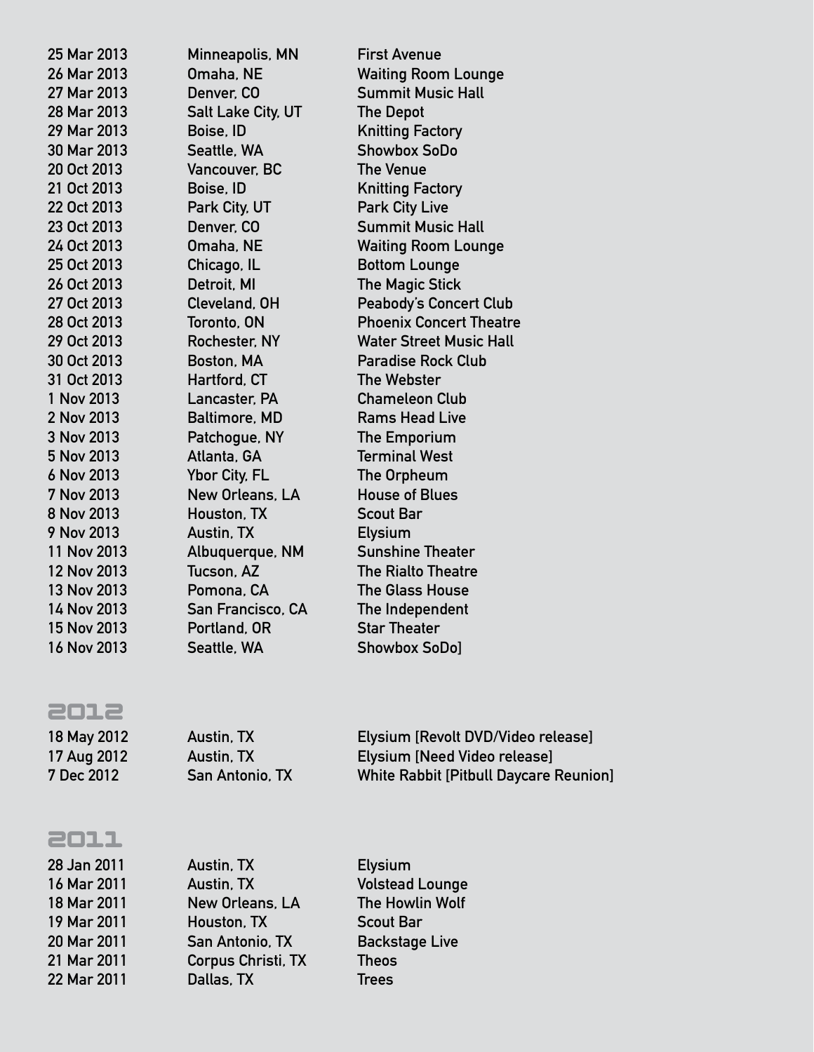| | | |
|---|---|---|
| 25 Mar 2013 | Minneapolis, MN | First Avenue |
| 26 Mar 2013 | Omaha, NE | Waiting Room Lounge |
| 27 Mar 2013 | Denver, CO | Summit Music Hall |
| 28 Mar 2013 | Salt Lake City, UT | The Depot |
| 29 Mar 2013 | Boise, ID | Knitting Factory |
| 30 Mar 2013 | Seattle, WA | Showbox SoDo |
| 20 Oct 2013 | Vancouver, BC | The Venue |
| 21 Oct 2013 | Boise, ID | Knitting Factory |
| 22 Oct 2013 | Park City, UT | Park City Live |
| 23 Oct 2013 | Denver, CO | Summit Music Hall |
| 24 Oct 2013 | Omaha, NE | Waiting Room Lounge |
| 25 Oct 2013 | Chicago, IL | Bottom Lounge |
| 26 Oct 2013 | Detroit, MI | The Magic Stick |
| 27 Oct 2013 | Cleveland, OH | Peabody's Concert Club |
| 28 Oct 2013 | Toronto, ON | Phoenix Concert Theatre |
| 29 Oct 2013 | Rochester, NY | Water Street Music Hall |
| 30 Oct 2013 | Boston, MA | Paradise Rock Club |
| 31 Oct 2013 | Hartford, CT | The Webster |
| 1 Nov 2013 | Lancaster, PA | Chameleon Club |
| 2 Nov 2013 | Baltimore, MD | Rams Head Live |
| 3 Nov 2013 | Patchogue, NY | The Emporium |
| 5 Nov 2013 | Atlanta, GA | Terminal West |
| 6 Nov 2013 | Ybor City, FL | The Orpheum |
| 7 Nov 2013 | New Orleans, LA | House of Blues |
| 8 Nov 2013 | Houston, TX | Scout Bar |
| 9 Nov 2013 | Austin, TX | Elysium |
| 11 Nov 2013 | Albuquerque, NM | Sunshine Theater |
| 12 Nov 2013 | Tucson, AZ | The Rialto Theatre |
| 13 Nov 2013 | Pomona, CA | The Glass House |
| 14 Nov 2013 | San Francisco, CA | The Independent |
| 15 Nov 2013 | Portland, OR | Star Theater |
| 16 Nov 2013 | Seattle, WA | Showbox SoDo] |

## 2012

| | | |
|---|---|---|
| 18 May 2012 | Austin, TX | Elysium [Revolt DVD/Video release] |
| 17 Aug 2012 | Austin, TX | Elysium [Need Video release] |
| 7 Dec 2012 | San Antonio, TX | White Rabbit [Pitbull Daycare Reunion] |

## 2011

| | | |
|---|---|---|
| 28 Jan 2011 | Austin, TX | Elysium |
| 16 Mar 2011 | Austin, TX | Volstead Lounge |
| 18 Mar 2011 | New Orleans, LA | The Howlin Wolf |
| 19 Mar 2011 | Houston, TX | Scout Bar |
| 20 Mar 2011 | San Antonio, TX | Backstage Live |
| 21 Mar 2011 | Corpus Christi, TX | Theos |
| 22 Mar 2011 | Dallas, TX | Trees |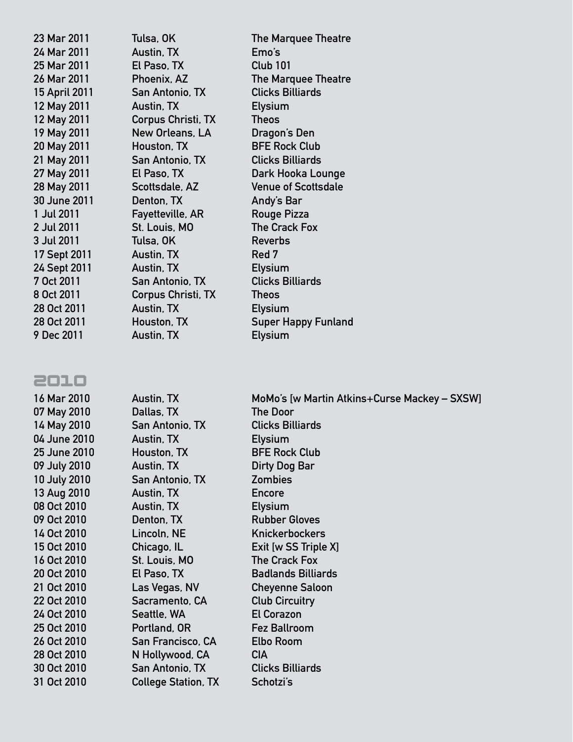| | | |
|---|---|---|
| 23 Mar 2011 | Tulsa, OK | The Marquee Theatre |
| 24 Mar 2011 | Austin, TX | Emo's |
| 25 Mar 2011 | El Paso, TX | Club 101 |
| 26 Mar 2011 | Phoenix, AZ | The Marquee Theatre |
| 15 April 2011 | San Antonio, TX | Clicks Billiards |
| 12 May 2011 | Austin, TX | Elysium |
| 12 May 2011 | Corpus Christi, TX | Theos |
| 19 May 2011 | New Orleans, LA | Dragon's Den |
| 20 May 2011 | Houston, TX | BFE Rock Club |
| 21 May 2011 | San Antonio, TX | Clicks Billiards |
| 27 May 2011 | El Paso, TX | Dark Hooka Lounge |
| 28 May 2011 | Scottsdale, AZ | Venue of Scottsdale |
| 30 June 2011 | Denton, TX | Andy's Bar |
| 1 Jul 2011 | Fayetteville, AR | Rouge Pizza |
| 2 Jul 2011 | St. Louis, MO | The Crack Fox |
| 3 Jul 2011 | Tulsa, OK | Reverbs |
| 17 Sept 2011 | Austin, TX | Red 7 |
| 24 Sept 2011 | Austin, TX | Elysium |
| 7 Oct 2011 | San Antonio, TX | Clicks Billiards |
| 8 Oct 2011 | Corpus Christi, TX | Theos |
| 28 Oct 2011 | Austin, TX | Elysium |
| 28 Oct 2011 | Houston, TX | Super Happy Funland |
| 9 Dec 2011 | Austin, TX | Elysium |

## 2010

| | | |
|---|---|---|
| 16 Mar 2010 | Austin, TX | MoMo's [w Martin Atkins+Curse Mackey – SXSW] |
| 07 May 2010 | Dallas, TX | The Door |
| 14 May 2010 | San Antonio, TX | Clicks Billiards |
| 04 June 2010 | Austin, TX | Elysium |
| 25 June 2010 | Houston, TX | BFE Rock Club |
| 09 July 2010 | Austin, TX | Dirty Dog Bar |
| 10 July 2010 | San Antonio, TX | Zombies |
| 13 Aug 2010 | Austin, TX | Encore |
| 08 Oct 2010 | Austin, TX | Elysium |
| 09 Oct 2010 | Denton, TX | Rubber Gloves |
| 14 Oct 2010 | Lincoln, NE | Knickerbockers |
| 15 Oct 2010 | Chicago, IL | Exit [w SS Triple X] |
| 16 Oct 2010 | St. Louis, MO | The Crack Fox |
| 20 Oct 2010 | El Paso, TX | Badlands Billiards |
| 21 Oct 2010 | Las Vegas, NV | Cheyenne Saloon |
| 22 Oct 2010 | Sacramento, CA | Club Circuitry |
| 24 Oct 2010 | Seattle, WA | El Corazon |
| 25 Oct 2010 | Portland, OR | Fez Ballroom |
| 26 Oct 2010 | San Francisco, CA | Elbo Room |
| 28 Oct 2010 | N Hollywood, CA | CIA |
| 30 Oct 2010 | San Antonio, TX | Clicks Billiards |
| 31 Oct 2010 | College Station, TX | Schotzi's |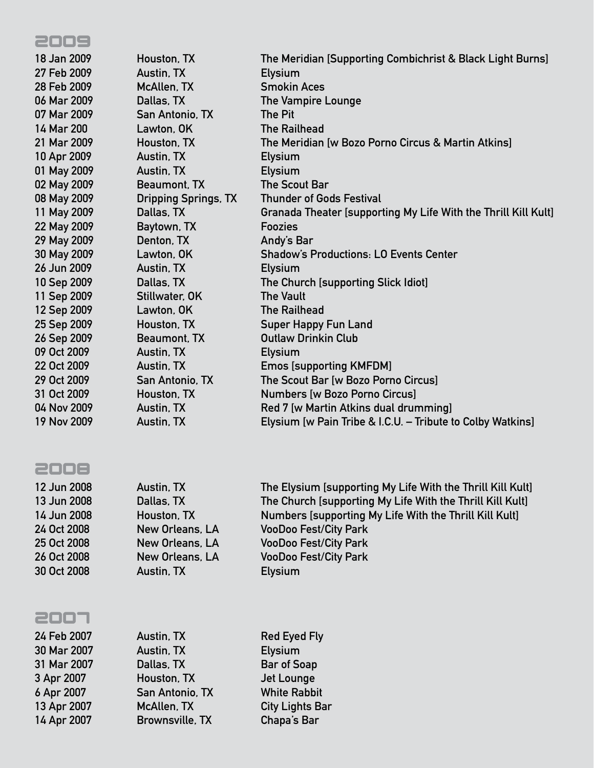## 2009

| | | |
|---|---|---|
| 18 Jan 2009 | Houston, TX | The Meridian [Supporting Combichrist & Black Light Burns] |
| 27 Feb 2009 | Austin, TX | Elysium |
| 28 Feb 2009 | McAllen, TX | Smokin Aces |
| 06 Mar 2009 | Dallas, TX | The Vampire Lounge |
| 07 Mar 2009 | San Antonio, TX | The Pit |
| 14 Mar 200 | Lawton, OK | The Railhead |
| 21 Mar 2009 | Houston, TX | The Meridian [w Bozo Porno Circus & Martin Atkins] |
| 10 Apr 2009 | Austin, TX | Elysium |
| 01 May 2009 | Austin, TX | Elysium |
| 02 May 2009 | Beaumont, TX | The Scout Bar |
| 08 May 2009 | Dripping Springs, TX | Thunder of Gods Festival |
| 11 May 2009 | Dallas, TX | Granada Theater [supporting My Life With the Thrill Kill Kult] |
| 22 May 2009 | Baytown, TX | Foozies |
| 29 May 2009 | Denton, TX | Andy's Bar |
| 30 May 2009 | Lawton, OK | Shadow's Productions: LO Events Center |
| 26 Jun 2009 | Austin, TX | Elysium |
| 10 Sep 2009 | Dallas, TX | The Church [supporting Slick Idiot] |
| 11 Sep 2009 | Stillwater, OK | The Vault |
| 12 Sep 2009 | Lawton, OK | The Railhead |
| 25 Sep 2009 | Houston, TX | Super Happy Fun Land |
| 26 Sep 2009 | Beaumont, TX | Outlaw Drinkin Club |
| 09 Oct 2009 | Austin, TX | Elysium |
| 22 Oct 2009 | Austin, TX | Emos [supporting KMFDM] |
| 29 Oct 2009 | San Antonio, TX | The Scout Bar [w Bozo Porno Circus] |
| 31 Oct 2009 | Houston, TX | Numbers [w Bozo Porno Circus] |
| 04 Nov 2009 | Austin, TX | Red 7 [w Martin Atkins dual drumming] |
| 19 Nov 2009 | Austin, TX | Elysium [w Pain Tribe & I.C.U. – Tribute to Colby Watkins] |

## 2008

| | | |
|---|---|---|
| 12 Jun 2008 | Austin, TX | The Elysium [supporting My Life With the Thrill Kill Kult] |
| 13 Jun 2008 | Dallas, TX | The Church [supporting My Life With the Thrill Kill Kult] |
| 14 Jun 2008 | Houston, TX | Numbers [supporting My Life With the Thrill Kill Kult] |
| 24 Oct 2008 | New Orleans, LA | VooDoo Fest/City Park |
| 25 Oct 2008 | New Orleans, LA | VooDoo Fest/City Park |
| 26 Oct 2008 | New Orleans, LA | VooDoo Fest/City Park |
| 30 Oct 2008 | Austin, TX | Elysium |

## 2007

| | | |
|---|---|---|
| 24 Feb 2007 | Austin, TX | Red Eyed Fly |
| 30 Mar 2007 | Austin, TX | Elysium |
| 31 Mar 2007 | Dallas, TX | Bar of Soap |
| 3 Apr 2007 | Houston, TX | Jet Lounge |
| 6 Apr 2007 | San Antonio, TX | White Rabbit |
| 13 Apr 2007 | McAllen, TX | City Lights Bar |
| 14 Apr 2007 | Brownsville, TX | Chapa's Bar |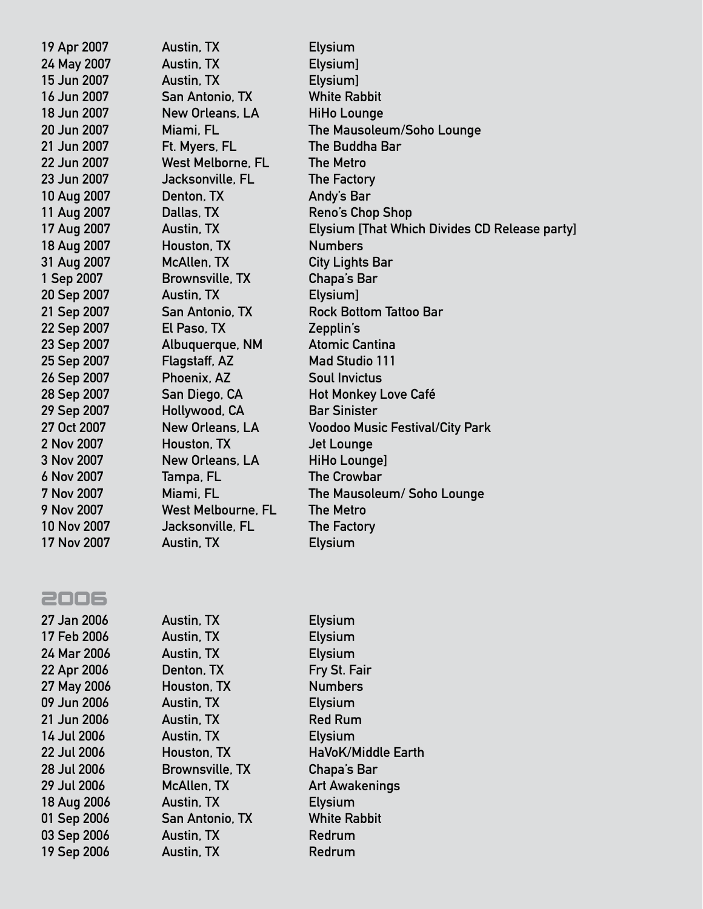| | | |
|---|---|---|
| 19 Apr 2007 | Austin, TX | Elysium |
| 24 May 2007 | Austin, TX | Elysium] |
| 15 Jun 2007 | Austin, TX | Elysium] |
| 16 Jun 2007 | San Antonio, TX | White Rabbit |
| 18 Jun 2007 | New Orleans, LA | HiHo Lounge |
| 20 Jun 2007 | Miami, FL | The Mausoleum/Soho Lounge |
| 21 Jun 2007 | Ft. Myers, FL | The Buddha Bar |
| 22 Jun 2007 | West Melborne, FL | The Metro |
| 23 Jun 2007 | Jacksonville, FL | The Factory |
| 10 Aug 2007 | Denton, TX | Andy's Bar |
| 11 Aug 2007 | Dallas, TX | Reno's Chop Shop |
| 17 Aug 2007 | Austin, TX | Elysium [That Which Divides CD Release party] |
| 18 Aug 2007 | Houston, TX | Numbers |
| 31 Aug 2007 | McAllen, TX | City Lights Bar |
| 1 Sep 2007 | Brownsville, TX | Chapa's Bar |
| 20 Sep 2007 | Austin, TX | Elysium] |
| 21 Sep 2007 | San Antonio, TX | Rock Bottom Tattoo Bar |
| 22 Sep 2007 | El Paso, TX | Zepplin's |
| 23 Sep 2007 | Albuquerque, NM | Atomic Cantina |
| 25 Sep 2007 | Flagstaff, AZ | Mad Studio 111 |
| 26 Sep 2007 | Phoenix, AZ | Soul Invictus |
| 28 Sep 2007 | San Diego, CA | Hot Monkey Love Café |
| 29 Sep 2007 | Hollywood, CA | Bar Sinister |
| 27 Oct 2007 | New Orleans, LA | Voodoo Music Festival/City Park |
| 2 Nov 2007 | Houston, TX | Jet Lounge |
| 3 Nov 2007 | New Orleans, LA | HiHo Lounge] |
| 6 Nov 2007 | Tampa, FL | The Crowbar |
| 7 Nov 2007 | Miami, FL | The Mausoleum/ Soho Lounge |
| 9 Nov 2007 | West Melbourne, FL | The Metro |
| 10 Nov 2007 | Jacksonville, FL | The Factory |
| 17 Nov 2007 | Austin, TX | Elysium |

## 2006

| | | |
|---|---|---|
| 27 Jan 2006 | Austin, TX | Elysium |
| 17 Feb 2006 | Austin, TX | Elysium |
| 24 Mar 2006 | Austin, TX | Elysium |
| 22 Apr 2006 | Denton, TX | Fry St. Fair |
| 27 May 2006 | Houston, TX | Numbers |
| 09 Jun 2006 | Austin, TX | Elysium |
| 21 Jun 2006 | Austin, TX | Red Rum |
| 14 Jul 2006 | Austin, TX | Elysium |
| 22 Jul 2006 | Houston, TX | HaVoK/Middle Earth |
| 28 Jul 2006 | Brownsville, TX | Chapa's Bar |
| 29 Jul 2006 | McAllen, TX | Art Awakenings |
| 18 Aug 2006 | Austin, TX | Elysium |
| 01 Sep 2006 | San Antonio, TX | White Rabbit |
| 03 Sep 2006 | Austin, TX | Redrum |
| 19 Sep 2006 | Austin, TX | Redrum |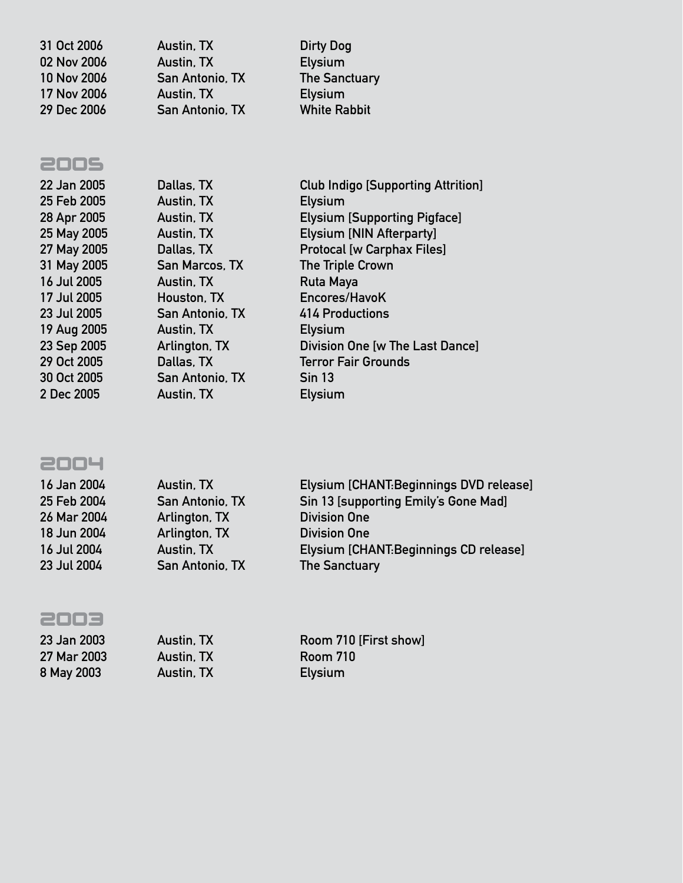| | | |
|---|---|---|
| 31 Oct 2006 | Austin, TX | Dirty Dog |
| 02 Nov 2006 | Austin, TX | Elysium |
| 10 Nov 2006 | San Antonio, TX | The Sanctuary |
| 17 Nov 2006 | Austin, TX | Elysium |
| 29 Dec 2006 | San Antonio, TX | White Rabbit |

## 2005

| | | |
|---|---|---|
| 22 Jan 2005 | Dallas, TX | Club Indigo [Supporting Attrition] |
| 25 Feb 2005 | Austin, TX | Elysium |
| 28 Apr 2005 | Austin, TX | Elysium [Supporting Pigface] |
| 25 May 2005 | Austin, TX | Elysium [NIN Afterparty] |
| 27 May 2005 | Dallas, TX | Protocal [w Carphax Files] |
| 31 May 2005 | San Marcos, TX | The Triple Crown |
| 16 Jul 2005 | Austin, TX | Ruta Maya |
| 17 Jul 2005 | Houston, TX | Encores/HavoK |
| 23 Jul 2005 | San Antonio, TX | 414 Productions |
| 19 Aug 2005 | Austin, TX | Elysium |
| 23 Sep 2005 | Arlington, TX | Division One [w The Last Dance] |
| 29 Oct 2005 | Dallas, TX | Terror Fair Grounds |
| 30 Oct 2005 | San Antonio, TX | Sin 13 |
| 2 Dec 2005 | Austin, TX | Elysium |

## 2004

| | | |
|---|---|---|
| 16 Jan 2004 | Austin, TX | Elysium [CHANT:Beginnings DVD release] |
| 25 Feb 2004 | San Antonio, TX | Sin 13 [supporting Emily's Gone Mad] |
| 26 Mar 2004 | Arlington, TX | Division One |
| 18 Jun 2004 | Arlington, TX | Division One |
| 16 Jul 2004 | Austin, TX | Elysium [CHANT:Beginnings CD release] |
| 23 Jul 2004 | San Antonio, TX | The Sanctuary |

## 2003

| | | |
|---|---|---|
| 23 Jan 2003 | Austin, TX | Room 710 [First show] |
| 27 Mar 2003 | Austin, TX | Room 710 |
| 8 May 2003 | Austin, TX | Elysium |